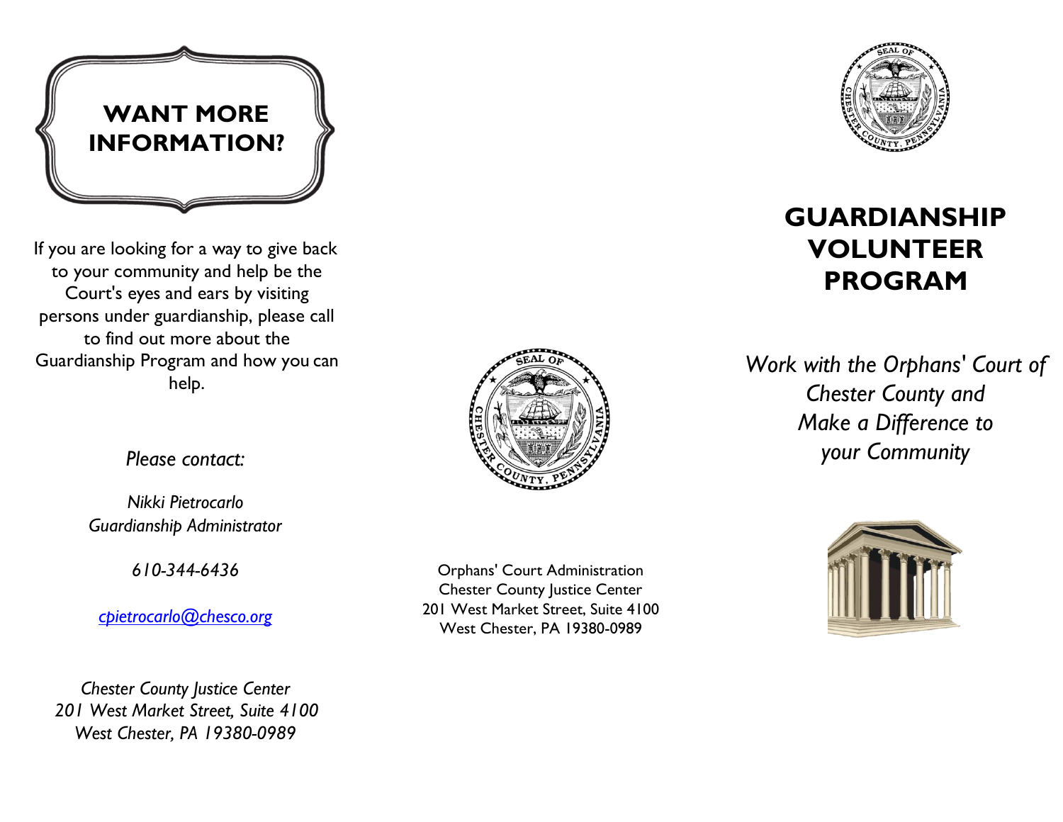# WANT MORE INFORMATION?

If you are looking for a way to give back to your community and help be the Court's eyes and ears by visiting persons under guardianship, please call to find out more about the Guardianship Program and how you can help.

*Please contact:*

*Nikki Pietrocarlo*
*Guardianship Administrator*

*610-344-6436*

*cpietrocarlo@chesco.org*

*Chester County Justice Center*
*201 West Market Street, Suite 4100*
*West Chester, PA 19380-0989*

Orphans' Court Administration
Chester County Justice Center
201 West Market Street, Suite 4100
West Chester, PA 19380-0989

# GUARDIANSHIP VOLUNTEER PROGRAM

*Work with the Orphans' Court of Chester County and Make a Difference to your Community*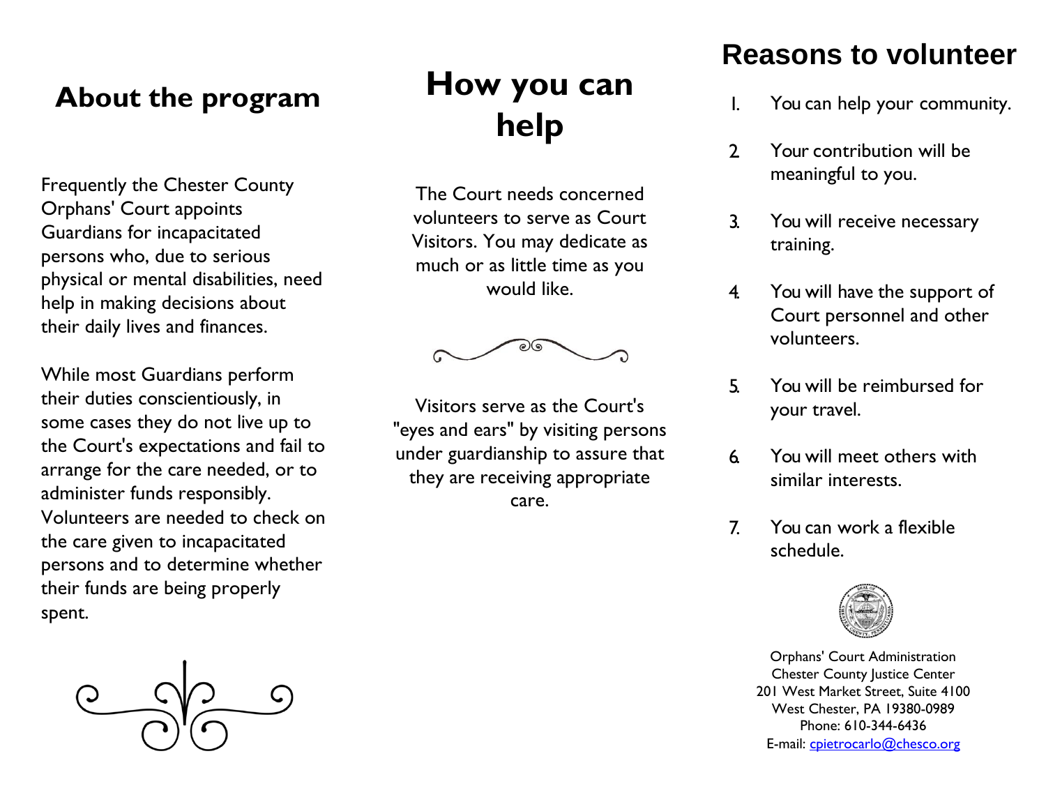## About the program

Frequently the Chester County Orphans' Court appoints Guardians for incapacitated persons who, due to serious physical or mental disabilities, need help in making decisions about their daily lives and finances.

While most Guardians perform their duties conscientiously, in some cases they do not live up to the Court's expectations and fail to arrange for the care needed, or to administer funds responsibly. Volunteers are needed to check on the care given to incapacitated persons and to determine whether their funds are being properly spent.

## How you can help

The Court needs concerned volunteers to serve as Court Visitors. You may dedicate as much or as little time as you would like.

Visitors serve as the Court's "eyes and ears" by visiting persons under guardianship to assure that they are receiving appropriate care.

## Reasons to volunteer

1. You can help your community.
2. Your contribution will be meaningful to you.
3. You will receive necessary training.
4. You will have the support of Court personnel and other volunteers.
5. You will be reimbursed for your travel.
6. You will meet others with similar interests.
7. You can work a flexible schedule.

Orphans' Court Administration
Chester County Justice Center
201 West Market Street, Suite 4100
West Chester, PA 19380-0989
Phone: 610-344-6436
E-mail: cpietrocarlo@chesco.org